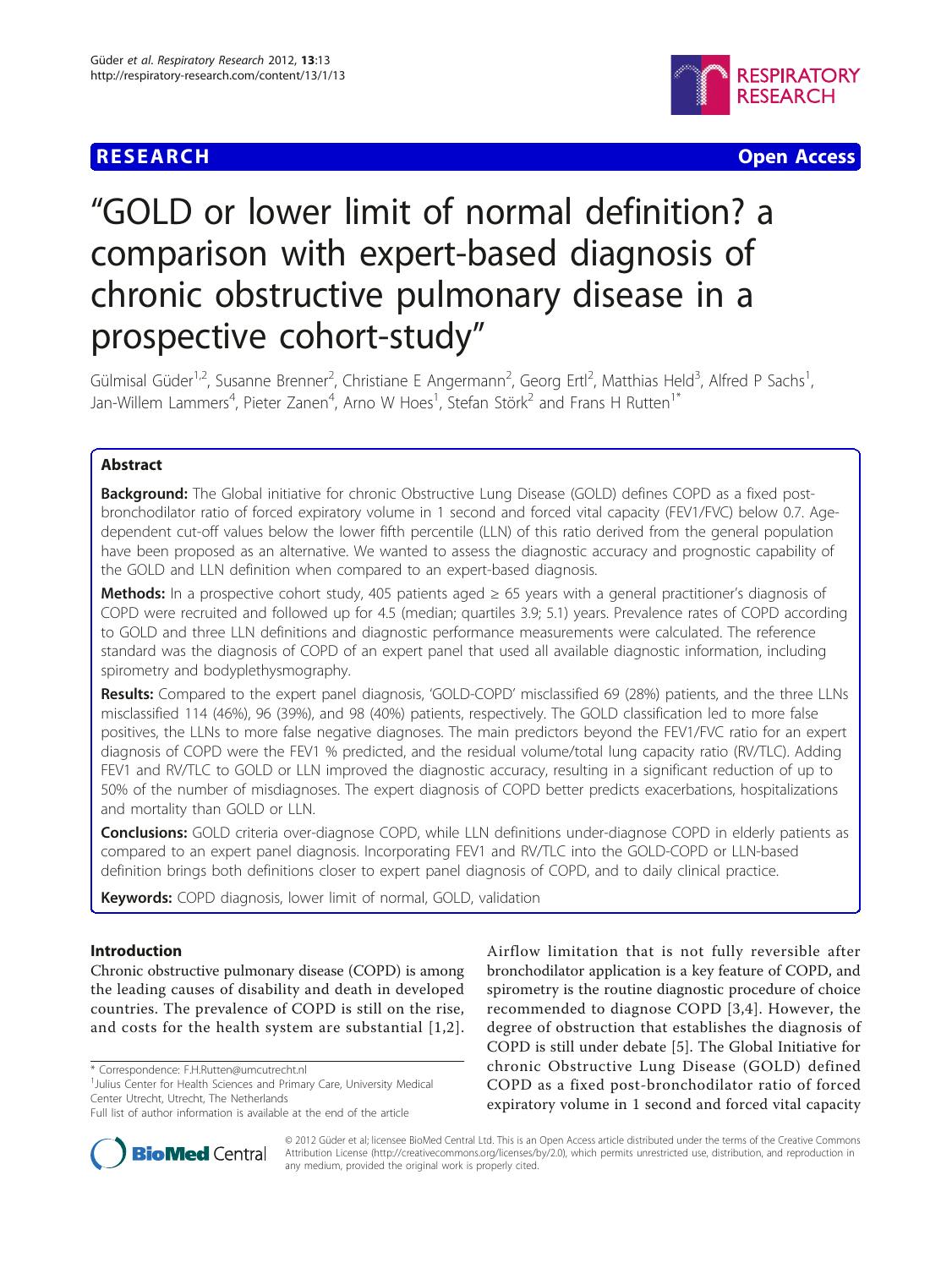# "GOLD or lower limit of normal definition? a comparison with expert-based diagnosis of chronic obstructive pulmonary disease in a prospective cohort-study"

Gülmisal Güder[1,2], Susanne Brenner[2], Christiane E Angermann[2], Georg Ertl[2], Matthias Held[3], Alfred P Sachs[1], Jan-Willem Lammers[4], Pieter Zanen[4], Arno W Hoes[1], Stefan Störk[2] and Frans H Rutten[1*]

## Abstract

**Background:** The Global initiative for chronic Obstructive Lung Disease (GOLD) defines COPD as a fixed post-bronchodilator ratio of forced expiratory volume in 1 second and forced vital capacity (FEV1/FVC) below 0.7. Age-dependent cut-off values below the lower fifth percentile (LLN) of this ratio derived from the general population have been proposed as an alternative. We wanted to assess the diagnostic accuracy and prognostic capability of the GOLD and LLN definition when compared to an expert-based diagnosis.

**Methods:** In a prospective cohort study, 405 patients aged ≥ 65 years with a general practitioner's diagnosis of COPD were recruited and followed up for 4.5 (median; quartiles 3.9; 5.1) years. Prevalence rates of COPD according to GOLD and three LLN definitions and diagnostic performance measurements were calculated. The reference standard was the diagnosis of COPD of an expert panel that used all available diagnostic information, including spirometry and bodyplethysmography.

**Results:** Compared to the expert panel diagnosis, 'GOLD-COPD' misclassified 69 (28%) patients, and the three LLNs misclassified 114 (46%), 96 (39%), and 98 (40%) patients, respectively. The GOLD classification led to more false positives, the LLNs to more false negative diagnoses. The main predictors beyond the FEV1/FVC ratio for an expert diagnosis of COPD were the FEV1 % predicted, and the residual volume/total lung capacity ratio (RV/TLC). Adding FEV1 and RV/TLC to GOLD or LLN improved the diagnostic accuracy, resulting in a significant reduction of up to 50% of the number of misdiagnoses. The expert diagnosis of COPD better predicts exacerbations, hospitalizations and mortality than GOLD or LLN.

**Conclusions:** GOLD criteria over-diagnose COPD, while LLN definitions under-diagnose COPD in elderly patients as compared to an expert panel diagnosis. Incorporating FEV1 and RV/TLC into the GOLD-COPD or LLN-based definition brings both definitions closer to expert panel diagnosis of COPD, and to daily clinical practice.

**Keywords:** COPD diagnosis, lower limit of normal, GOLD, validation

## Introduction

Chronic obstructive pulmonary disease (COPD) is among the leading causes of disability and death in developed countries. The prevalence of COPD is still on the rise, and costs for the health system are substantial [1,2].

Airflow limitation that is not fully reversible after bronchodilator application is a key feature of COPD, and spirometry is the routine diagnostic procedure of choice recommended to diagnose COPD [3,4]. However, the degree of obstruction that establishes the diagnosis of COPD is still under debate [5]. The Global Initiative for chronic Obstructive Lung Disease (GOLD) defined COPD as a fixed post-bronchodilator ratio of forced expiratory volume in 1 second and forced vital capacity

\* Correspondence: F.H.Rutten@umcutrecht.nl
[1]Julius Center for Health Sciences and Primary Care, University Medical Center Utrecht, Utrecht, The Netherlands
Full list of author information is available at the end of the article

© 2012 Güder et al; licensee BioMed Central Ltd. This is an Open Access article distributed under the terms of the Creative Commons Attribution License (http://creativecommons.org/licenses/by/2.0), which permits unrestricted use, distribution, and reproduction in any medium, provided the original work is properly cited.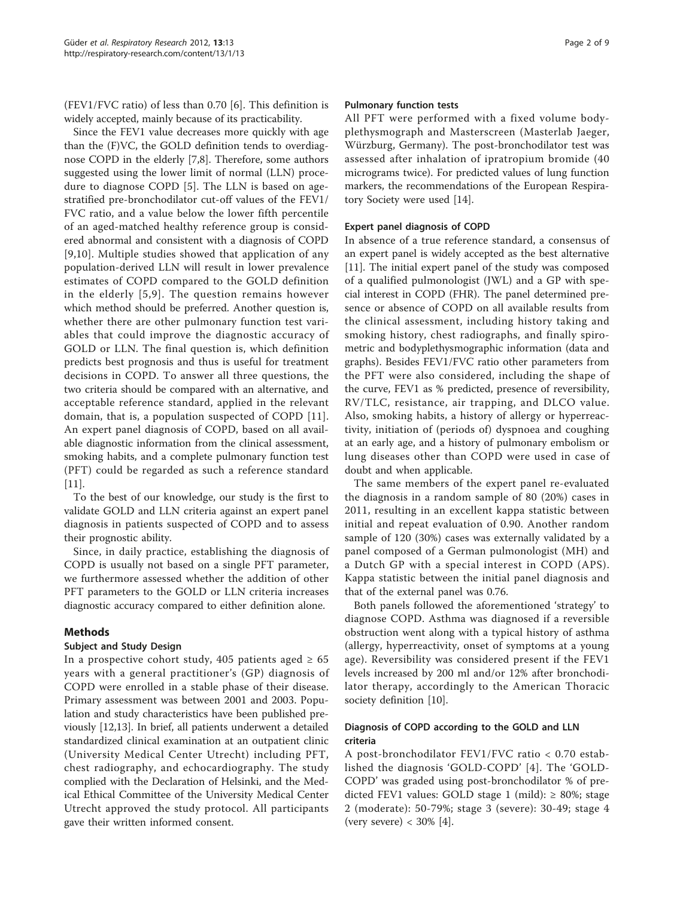(FEV1/FVC ratio) of less than 0.70 [6]. This definition is widely accepted, mainly because of its practicability.

Since the FEV1 value decreases more quickly with age than the (F)VC, the GOLD definition tends to overdiagnose COPD in the elderly [7,8]. Therefore, some authors suggested using the lower limit of normal (LLN) procedure to diagnose COPD [5]. The LLN is based on age-stratified pre-bronchodilator cut-off values of the FEV1/FVC ratio, and a value below the lower fifth percentile of an aged-matched healthy reference group is considered abnormal and consistent with a diagnosis of COPD [9,10]. Multiple studies showed that application of any population-derived LLN will result in lower prevalence estimates of COPD compared to the GOLD definition in the elderly [5,9]. The question remains however which method should be preferred. Another question is, whether there are other pulmonary function test variables that could improve the diagnostic accuracy of GOLD or LLN. The final question is, which definition predicts best prognosis and thus is useful for treatment decisions in COPD. To answer all three questions, the two criteria should be compared with an alternative, and acceptable reference standard, applied in the relevant domain, that is, a population suspected of COPD [11]. An expert panel diagnosis of COPD, based on all available diagnostic information from the clinical assessment, smoking habits, and a complete pulmonary function test (PFT) could be regarded as such a reference standard [11].

To the best of our knowledge, our study is the first to validate GOLD and LLN criteria against an expert panel diagnosis in patients suspected of COPD and to assess their prognostic ability.

Since, in daily practice, establishing the diagnosis of COPD is usually not based on a single PFT parameter, we furthermore assessed whether the addition of other PFT parameters to the GOLD or LLN criteria increases diagnostic accuracy compared to either definition alone.

## Methods

### Subject and Study Design

In a prospective cohort study, 405 patients aged ≥ 65 years with a general practitioner's (GP) diagnosis of COPD were enrolled in a stable phase of their disease. Primary assessment was between 2001 and 2003. Population and study characteristics have been published previously [12,13]. In brief, all patients underwent a detailed standardized clinical examination at an outpatient clinic (University Medical Center Utrecht) including PFT, chest radiography, and echocardiography. The study complied with the Declaration of Helsinki, and the Medical Ethical Committee of the University Medical Center Utrecht approved the study protocol. All participants gave their written informed consent.

### Pulmonary function tests

All PFT were performed with a fixed volume bodyplethysmograph and Masterscreen (Masterlab Jaeger, Würzburg, Germany). The post-bronchodilator test was assessed after inhalation of ipratropium bromide (40 micrograms twice). For predicted values of lung function markers, the recommendations of the European Respiratory Society were used [14].

### Expert panel diagnosis of COPD

In absence of a true reference standard, a consensus of an expert panel is widely accepted as the best alternative [11]. The initial expert panel of the study was composed of a qualified pulmonologist (JWL) and a GP with special interest in COPD (FHR). The panel determined presence or absence of COPD on all available results from the clinical assessment, including history taking and smoking history, chest radiographs, and finally spirometric and bodyplethysmographic information (data and graphs). Besides FEV1/FVC ratio other parameters from the PFT were also considered, including the shape of the curve, FEV1 as % predicted, presence of reversibility, RV/TLC, resistance, air trapping, and DLCO value. Also, smoking habits, a history of allergy or hyperreactivity, initiation of (periods of) dyspnoea and coughing at an early age, and a history of pulmonary embolism or lung diseases other than COPD were used in case of doubt and when applicable.

The same members of the expert panel re-evaluated the diagnosis in a random sample of 80 (20%) cases in 2011, resulting in an excellent kappa statistic between initial and repeat evaluation of 0.90. Another random sample of 120 (30%) cases was externally validated by a panel composed of a German pulmonologist (MH) and a Dutch GP with a special interest in COPD (APS). Kappa statistic between the initial panel diagnosis and that of the external panel was 0.76.

Both panels followed the aforementioned 'strategy' to diagnose COPD. Asthma was diagnosed if a reversible obstruction went along with a typical history of asthma (allergy, hyperreactivity, onset of symptoms at a young age). Reversibility was considered present if the FEV1 levels increased by 200 ml and/or 12% after bronchodilator therapy, accordingly to the American Thoracic society definition [10].

### Diagnosis of COPD according to the GOLD and LLN criteria

A post-bronchodilator FEV1/FVC ratio < 0.70 established the diagnosis 'GOLD-COPD' [4]. The 'GOLD-COPD' was graded using post-bronchodilator % of predicted FEV1 values: GOLD stage 1 (mild): ≥ 80%; stage 2 (moderate): 50-79%; stage 3 (severe): 30-49; stage 4 (very severe) < 30% [4].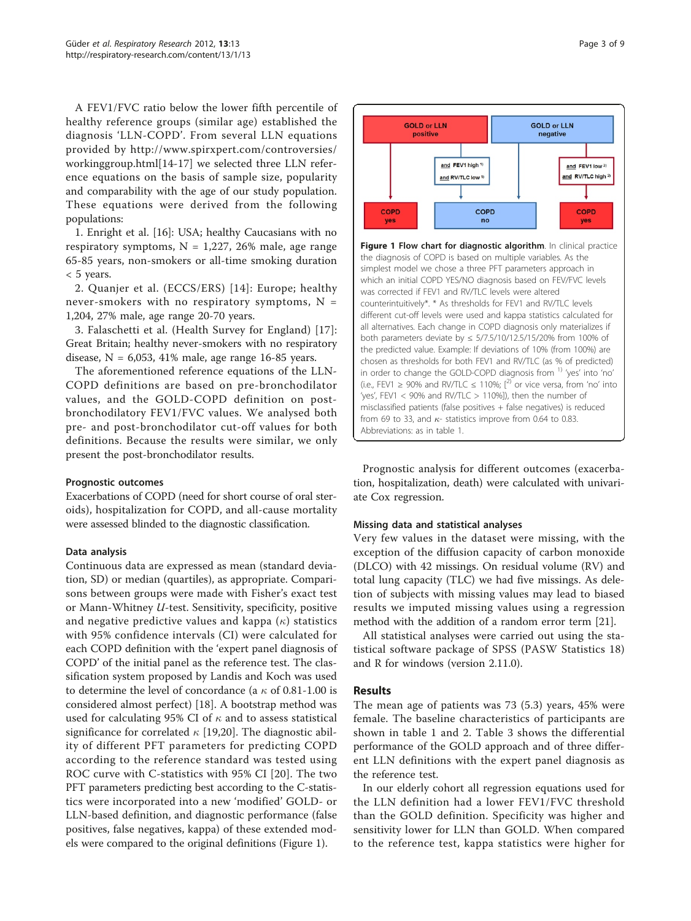A FEV1/FVC ratio below the lower fifth percentile of healthy reference groups (similar age) established the diagnosis 'LLN-COPD'. From several LLN equations provided by http://www.spirxpert.com/controversies/workinggroup.html[14-17] we selected three LLN reference equations on the basis of sample size, popularity and comparability with the age of our study population. These equations were derived from the following populations:

1. Enright et al. [16]: USA; healthy Caucasians with no respiratory symptoms, N = 1,227, 26% male, age range 65-85 years, non-smokers or all-time smoking duration < 5 years.
2. Quanjer et al. (ECCS/ERS) [14]: Europe; healthy never-smokers with no respiratory symptoms, N = 1,204, 27% male, age range 20-70 years.
3. Falaschetti et al. (Health Survey for England) [17]: Great Britain; healthy never-smokers with no respiratory disease, N = 6,053, 41% male, age range 16-85 years.

The aforementioned reference equations of the LLN-COPD definitions are based on pre-bronchodilator values, and the GOLD-COPD definition on post-bronchodilatory FEV1/FVC values. We analysed both pre- and post-bronchodilator cut-off values for both definitions. Because the results were similar, we only present the post-bronchodilator results.

### Prognostic outcomes

Exacerbations of COPD (need for short course of oral steroids), hospitalization for COPD, and all-cause mortality were assessed blinded to the diagnostic classification.

### Data analysis

Continuous data are expressed as mean (standard deviation, SD) or median (quartiles), as appropriate. Comparisons between groups were made with Fisher's exact test or Mann-Whitney *U*-test. Sensitivity, specificity, positive and negative predictive values and kappa ($\kappa$) statistics with 95% confidence intervals (CI) were calculated for each COPD definition with the 'expert panel diagnosis of COPD' of the initial panel as the reference test. The classification system proposed by Landis and Koch was used to determine the level of concordance (a $\kappa$ of 0.81-1.00 is considered almost perfect) [18]. A bootstrap method was used for calculating 95% CI of $\kappa$ and to assess statistical significance for correlated $\kappa$ [19,20]. The diagnostic ability of different PFT parameters for predicting COPD according to the reference standard was tested using ROC curve with C-statistics with 95% CI [20]. The two PFT parameters predicting best according to the C-statistics were incorporated into a new 'modified' GOLD- or LLN-based definition, and diagnostic performance (false positives, false negatives, kappa) of these extended models were compared to the original definitions (Figure 1).

GOLD or LLN positive → COPD yes

GOLD or LLN negative → COPD no

GOLD or LLN positive and FEV1 high [1)] and RV/TLC low [1)] → COPD no

GOLD or LLN negative and FEV1 low [2)] and RV/TLC high [2)] → COPD yes

**Figure 1 Flow chart for diagnostic algorithm**. In clinical practice the diagnosis of COPD is based on multiple variables. As the simplest model we chose a three PFT parameters approach in which an initial COPD YES/NO diagnosis based on FEV/FVC levels was corrected if FEV1 and RV/TLC levels were altered counterintuitively*. * As thresholds for FEV1 and RV/TLC levels different cut-off levels were used and kappa statistics calculated for all alternatives. Each change in COPD diagnosis only materializes if both parameters deviate by ≤ 5/7.5/10/12.5/15/20% from 100% of the predicted value. Example: If deviations of 10% (from 100%) are chosen as thresholds for both FEV1 and RV/TLC (as % of predicted) in order to change the GOLD-COPD diagnosis from [1)] 'yes' into 'no' (i.e., FEV1 ≥ 90% and RV/TLC ≤ 110%; [2)] or vice versa, from 'no' into 'yes', FEV1 < 90% and RV/TLC > 110%]), then the number of misclassified patients (false positives + false negatives) is reduced from 69 to 33, and $\kappa$- statistics improve from 0.64 to 0.83. Abbreviations: as in table 1.

Prognostic analysis for different outcomes (exacerbation, hospitalization, death) were calculated with univariate Cox regression.

### Missing data and statistical analyses

Very few values in the dataset were missing, with the exception of the diffusion capacity of carbon monoxide (DLCO) with 42 missings. On residual volume (RV) and total lung capacity (TLC) we had five missings. As deletion of subjects with missing values may lead to biased results we imputed missing values using a regression method with the addition of a random error term [21].

All statistical analyses were carried out using the statistical software package of SPSS (PASW Statistics 18) and R for windows (version 2.11.0).

## Results

The mean age of patients was 73 (5.3) years, 45% were female. The baseline characteristics of participants are shown in table 1 and 2. Table 3 shows the differential performance of the GOLD approach and of three different LLN definitions with the expert panel diagnosis as the reference test.

In our elderly cohort all regression equations used for the LLN definition had a lower FEV1/FVC threshold than the GOLD definition. Specificity was higher and sensitivity lower for LLN than GOLD. When compared to the reference test, kappa statistics were higher for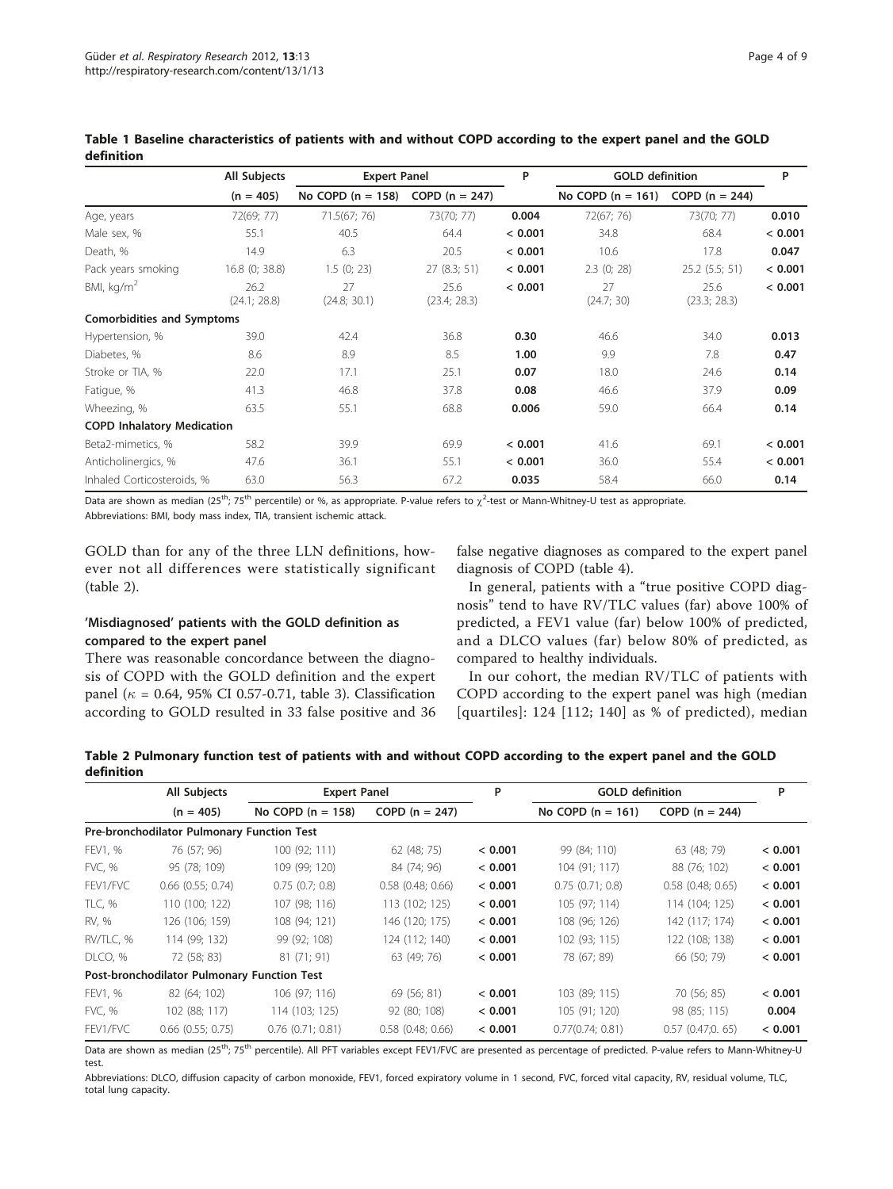**Table 1 Baseline characteristics of patients with and without COPD according to the expert panel and the GOLD definition**

| | All Subjects | Expert Panel | | P | GOLD definition | | P |
|---|---|---|---|---|---|---|---|
| | (n = 405) | No COPD (n = 158) | COPD (n = 247) | | No COPD (n = 161) | COPD (n = 244) | |
| Age, years | 72(69; 77) | 71.5(67; 76) | 73(70; 77) | **0.004** | 72(67; 76) | 73(70; 77) | **0.010** |
| Male sex, % | 55.1 | 40.5 | 64.4 | **< 0.001** | 34.8 | 68.4 | **< 0.001** |
| Death, % | 14.9 | 6.3 | 20.5 | **< 0.001** | 10.6 | 17.8 | **0.047** |
| Pack years smoking | 16.8 (0; 38.8) | 1.5 (0; 23) | 27 (8.3; 51) | **< 0.001** | 2.3 (0; 28) | 25.2 (5.5; 51) | **< 0.001** |
| BMI, kg/m$^2$ | 26.2 (24.1; 28.8) | 27 (24.8; 30.1) | 25.6 (23.4; 28.3) | **< 0.001** | 27 (24.7; 30) | 25.6 (23.3; 28.3) | **< 0.001** |
| **Comorbidities and Symptoms** | | | | | | | |
| Hypertension, % | 39.0 | 42.4 | 36.8 | **0.30** | 46.6 | 34.0 | **0.013** |
| Diabetes, % | 8.6 | 8.9 | 8.5 | **1.00** | 9.9 | 7.8 | **0.47** |
| Stroke or TIA, % | 22.0 | 17.1 | 25.1 | **0.07** | 18.0 | 24.6 | **0.14** |
| Fatigue, % | 41.3 | 46.8 | 37.8 | **0.08** | 46.6 | 37.9 | **0.09** |
| Wheezing, % | 63.5 | 55.1 | 68.8 | **0.006** | 59.0 | 66.4 | **0.14** |
| **COPD Inhalatory Medication** | | | | | | | |
| Beta2-mimetics, % | 58.2 | 39.9 | 69.9 | **< 0.001** | 41.6 | 69.1 | **< 0.001** |
| Anticholinergics, % | 47.6 | 36.1 | 55.1 | **< 0.001** | 36.0 | 55.4 | **< 0.001** |
| Inhaled Corticosteroids, % | 63.0 | 56.3 | 67.2 | **0.035** | 58.4 | 66.0 | **0.14** |

Data are shown as median (25$^{th}$; 75$^{th}$ percentile) or %, as appropriate. P-value refers to $\chi^2$-test or Mann-Whitney-U test as appropriate.

Abbreviations: BMI, body mass index, TIA, transient ischemic attack.

GOLD than for any of the three LLN definitions, however not all differences were statistically significant (table 2).

### 'Misdiagnosed' patients with the GOLD definition as compared to the expert panel

There was reasonable concordance between the diagnosis of COPD with the GOLD definition and the expert panel ($\kappa$ = 0.64, 95% CI 0.57-0.71, table 3). Classification according to GOLD resulted in 33 false positive and 36 false negative diagnoses as compared to the expert panel diagnosis of COPD (table 4).

In general, patients with a "true positive COPD diagnosis" tend to have RV/TLC values (far) above 100% of predicted, a FEV1 value (far) below 100% of predicted, and a DLCO values (far) below 80% of predicted, as compared to healthy individuals.

In our cohort, the median RV/TLC of patients with COPD according to the expert panel was high (median [quartiles]: 124 [112; 140] as % of predicted), median

**Table 2 Pulmonary function test of patients with and without COPD according to the expert panel and the GOLD definition**

| | All Subjects | Expert Panel | | P | GOLD definition | | P |
|---|---|---|---|---|---|---|---|
| | (n = 405) | No COPD (n = 158) | COPD (n = 247) | | No COPD (n = 161) | COPD (n = 244) | |
| **Pre-bronchodilator Pulmonary Function Test** | | | | | | | |
| FEV1, % | 76 (57; 96) | 100 (92; 111) | 62 (48; 75) | **< 0.001** | 99 (84; 110) | 63 (48; 79) | **< 0.001** |
| FVC, % | 95 (78; 109) | 109 (99; 120) | 84 (74; 96) | **< 0.001** | 104 (91; 117) | 88 (76; 102) | **< 0.001** |
| FEV1/FVC | 0.66 (0.55; 0.74) | 0.75 (0.7; 0.8) | 0.58 (0.48; 0.66) | **< 0.001** | 0.75 (0.71; 0.8) | 0.58 (0.48; 0.65) | **< 0.001** |
| TLC, % | 110 (100; 122) | 107 (98; 116) | 113 (102; 125) | **< 0.001** | 105 (97; 114) | 114 (104; 125) | **< 0.001** |
| RV, % | 126 (106; 159) | 108 (94; 121) | 146 (120; 175) | **< 0.001** | 108 (96; 126) | 142 (117; 174) | **< 0.001** |
| RV/TLC, % | 114 (99; 132) | 99 (92; 108) | 124 (112; 140) | **< 0.001** | 102 (93; 115) | 122 (108; 138) | **< 0.001** |
| DLCO, % | 72 (58; 83) | 81 (71; 91) | 63 (49; 76) | **< 0.001** | 78 (67; 89) | 66 (50; 79) | **< 0.001** |
| **Post-bronchodilator Pulmonary Function Test** | | | | | | | |
| FEV1, % | 82 (64; 102) | 106 (97; 116) | 69 (56; 81) | **< 0.001** | 103 (89; 115) | 70 (56; 85) | **< 0.001** |
| FVC, % | 102 (88; 117) | 114 (103; 125) | 92 (80; 108) | **< 0.001** | 105 (91; 120) | 98 (85; 115) | **0.004** |
| FEV1/FVC | 0.66 (0.55; 0.75) | 0.76 (0.71; 0.81) | 0.58 (0.48; 0.66) | **< 0.001** | 0.77(0.74; 0.81) | 0.57 (0.47;0. 65) | **< 0.001** |

Data are shown as median (25$^{th}$; 75$^{th}$ percentile). All PFT variables except FEV1/FVC are presented as percentage of predicted. P-value refers to Mann-Whitney-U test.

Abbreviations: DLCO, diffusion capacity of carbon monoxide, FEV1, forced expiratory volume in 1 second, FVC, forced vital capacity, RV, residual volume, TLC, total lung capacity.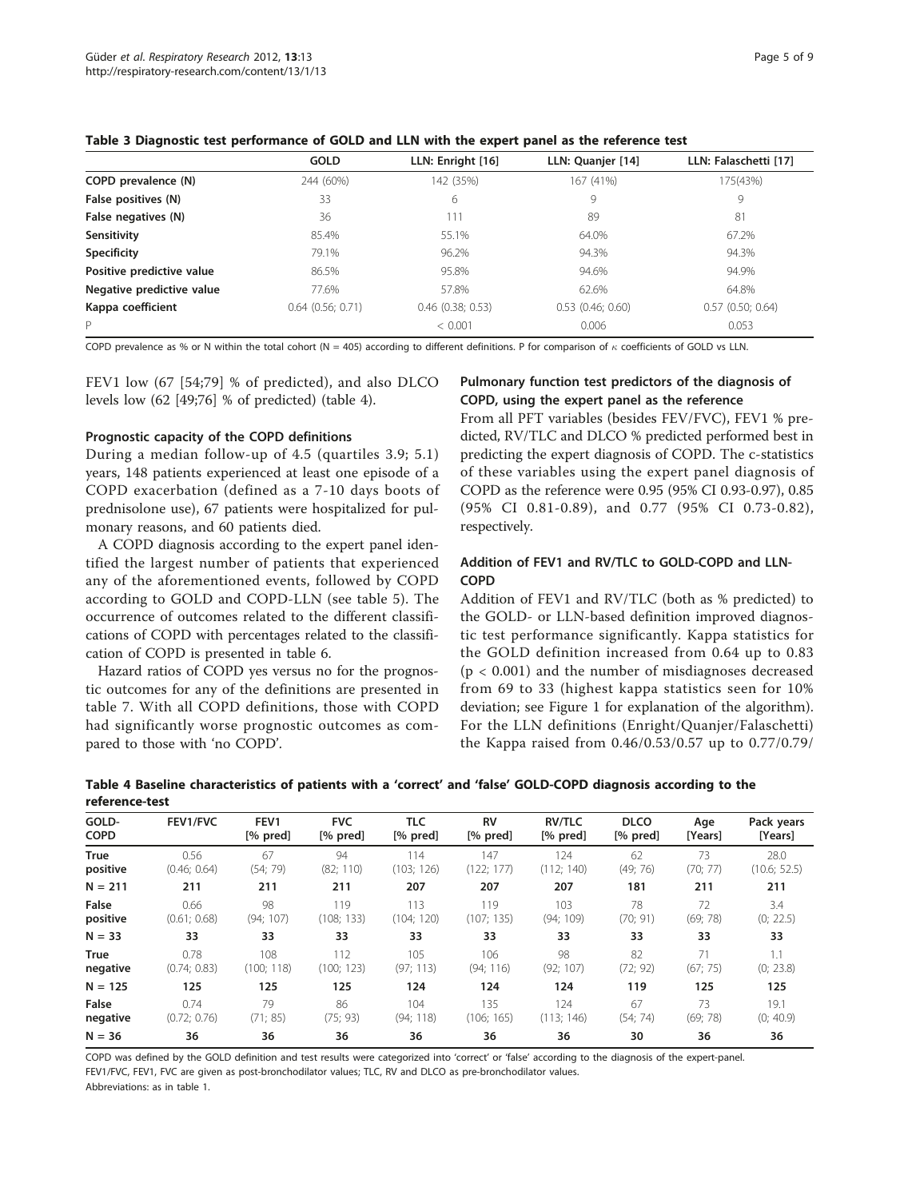**Table 3 Diagnostic test performance of GOLD and LLN with the expert panel as the reference test**

| | GOLD | LLN: Enright [16] | LLN: Quanjer [14] | LLN: Falaschetti [17] |
|---|---|---|---|---|
| **COPD prevalence (N)** | 244 (60%) | 142 (35%) | 167 (41%) | 175(43%) |
| **False positives (N)** | 33 | 6 | 9 | 9 |
| **False negatives (N)** | 36 | 111 | 89 | 81 |
| **Sensitivity** | 85.4% | 55.1% | 64.0% | 67.2% |
| **Specificity** | 79.1% | 96.2% | 94.3% | 94.3% |
| **Positive predictive value** | 86.5% | 95.8% | 94.6% | 94.9% |
| **Negative predictive value** | 77.6% | 57.8% | 62.6% | 64.8% |
| **Kappa coefficient** | 0.64 (0.56; 0.71) | 0.46 (0.38; 0.53) | 0.53 (0.46; 0.60) | 0.57 (0.50; 0.64) |
| P | | < 0.001 | 0.006 | 0.053 |

COPD prevalence as % or N within the total cohort (N = 405) according to different definitions. P for comparison of $\kappa$ coefficients of GOLD vs LLN.

FEV1 low (67 [54;79] % of predicted), and also DLCO levels low (62 [49;76] % of predicted) (table 4).

#### Prognostic capacity of the COPD definitions

During a median follow-up of 4.5 (quartiles 3.9; 5.1) years, 148 patients experienced at least one episode of a COPD exacerbation (defined as a 7-10 days boots of prednisolone use), 67 patients were hospitalized for pulmonary reasons, and 60 patients died.

A COPD diagnosis according to the expert panel identified the largest number of patients that experienced any of the aforementioned events, followed by COPD according to GOLD and COPD-LLN (see table 5). The occurrence of outcomes related to the different classifications of COPD with percentages related to the classification of COPD is presented in table 6.

Hazard ratios of COPD yes versus no for the prognostic outcomes for any of the definitions are presented in table 7. With all COPD definitions, those with COPD had significantly worse prognostic outcomes as compared to those with 'no COPD'.

#### Pulmonary function test predictors of the diagnosis of COPD, using the expert panel as the reference

From all PFT variables (besides FEV/FVC), FEV1 % predicted, RV/TLC and DLCO % predicted performed best in predicting the expert diagnosis of COPD. The c-statistics of these variables using the expert panel diagnosis of COPD as the reference were 0.95 (95% CI 0.93-0.97), 0.85 (95% CI 0.81-0.89), and 0.77 (95% CI 0.73-0.82), respectively.

#### Addition of FEV1 and RV/TLC to GOLD-COPD and LLN-COPD

Addition of FEV1 and RV/TLC (both as % predicted) to the GOLD- or LLN-based definition improved diagnostic test performance significantly. Kappa statistics for the GOLD definition increased from 0.64 up to 0.83 ($p < 0.001$) and the number of misdiagnoses decreased from 69 to 33 (highest kappa statistics seen for 10% deviation; see Figure 1 for explanation of the algorithm). For the LLN definitions (Enright/Quanjer/Falaschetti) the Kappa raised from 0.46/0.53/0.57 up to 0.77/0.79/

**Table 4 Baseline characteristics of patients with a 'correct' and 'false' GOLD-COPD diagnosis according to the reference-test**

| GOLD-COPD | FEV1/FVC | FEV1 [% pred] | FVC [% pred] | TLC [% pred] | RV [% pred] | RV/TLC [% pred] | DLCO [% pred] | Age [Years] | Pack years [Years] |
|---|---|---|---|---|---|---|---|---|---|
| **True positive** | 0.56 (0.46; 0.64) | 67 (54; 79) | 94 (82; 110) | 114 (103; 126) | 147 (122; 177) | 124 (112; 140) | 62 (49; 76) | 73 (70; 77) | 28.0 (10.6; 52.5) |
| **N = 211** | **211** | **211** | **211** | **207** | **207** | **207** | **181** | **211** | **211** |
| **False positive** | 0.66 (0.61; 0.68) | 98 (94; 107) | 119 (108; 133) | 113 (104; 120) | 119 (107; 135) | 103 (94; 109) | 78 (70; 91) | 72 (69; 78) | 3.4 (0; 22.5) |
| **N = 33** | **33** | **33** | **33** | **33** | **33** | **33** | **33** | **33** | **33** |
| **True negative** | 0.78 (0.74; 0.83) | 108 (100; 118) | 112 (100; 123) | 105 (97; 113) | 106 (94; 116) | 98 (92; 107) | 82 (72; 92) | 71 (67; 75) | 1.1 (0; 23.8) |
| **N = 125** | **125** | **125** | **125** | **124** | **124** | **124** | **119** | **125** | **125** |
| **False negative** | 0.74 (0.72; 0.76) | 79 (71; 85) | 86 (75; 93) | 104 (94; 118) | 135 (106; 165) | 124 (113; 146) | 67 (54; 74) | 73 (69; 78) | 19.1 (0; 40.9) |
| **N = 36** | **36** | **36** | **36** | **36** | **36** | **36** | **30** | **36** | **36** |

COPD was defined by the GOLD definition and test results were categorized into 'correct' or 'false' according to the diagnosis of the expert-panel.
FEV1/FVC, FEV1, FVC are given as post-bronchodilator values; TLC, RV and DLCO as pre-bronchodilator values.
Abbreviations: as in table 1.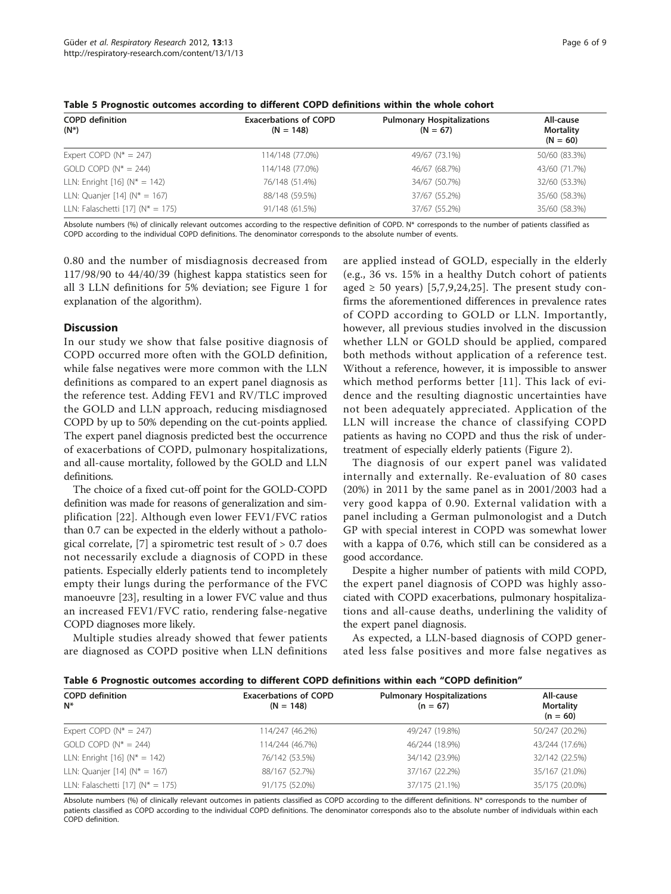**Table 5 Prognostic outcomes according to different COPD definitions within the whole cohort**

| COPD definition (N*) | Exacerbations of COPD (N = 148) | Pulmonary Hospitalizations (N = 67) | All-cause Mortality (N = 60) |
|---|---|---|---|
| Expert COPD (N* = 247) | 114/148 (77.0%) | 49/67 (73.1%) | 50/60 (83.3%) |
| GOLD COPD (N* = 244) | 114/148 (77.0%) | 46/67 (68.7%) | 43/60 (71.7%) |
| LLN: Enright [16] (N* = 142) | 76/148 (51.4%) | 34/67 (50.7%) | 32/60 (53.3%) |
| LLN: Quanjer [14] (N* = 167) | 88/148 (59.5%) | 37/67 (55.2%) | 35/60 (58.3%) |
| LLN: Falaschetti [17] (N* = 175) | 91/148 (61.5%) | 37/67 (55.2%) | 35/60 (58.3%) |

Absolute numbers (%) of clinically relevant outcomes according to the respective definition of COPD. N* corresponds to the number of patients classified as COPD according to the individual COPD definitions. The denominator corresponds to the absolute number of events.

0.80 and the number of misdiagnosis decreased from 117/98/90 to 44/40/39 (highest kappa statistics seen for all 3 LLN definitions for 5% deviation; see Figure 1 for explanation of the algorithm).

## Discussion

In our study we show that false positive diagnosis of COPD occurred more often with the GOLD definition, while false negatives were more common with the LLN definitions as compared to an expert panel diagnosis as the reference test. Adding FEV1 and RV/TLC improved the GOLD and LLN approach, reducing misdiagnosed COPD by up to 50% depending on the cut-points applied. The expert panel diagnosis predicted best the occurrence of exacerbations of COPD, pulmonary hospitalizations, and all-cause mortality, followed by the GOLD and LLN definitions.

The choice of a fixed cut-off point for the GOLD-COPD definition was made for reasons of generalization and simplification [22]. Although even lower FEV1/FVC ratios than 0.7 can be expected in the elderly without a pathological correlate, [7] a spirometric test result of > 0.7 does not necessarily exclude a diagnosis of COPD in these patients. Especially elderly patients tend to incompletely empty their lungs during the performance of the FVC manoeuvre [23], resulting in a lower FVC value and thus an increased FEV1/FVC ratio, rendering false-negative COPD diagnoses more likely.

Multiple studies already showed that fewer patients are diagnosed as COPD positive when LLN definitions are applied instead of GOLD, especially in the elderly (e.g., 36 vs. 15% in a healthy Dutch cohort of patients aged ≥ 50 years) [5,7,9,24,25]. The present study confirms the aforementioned differences in prevalence rates of COPD according to GOLD or LLN. Importantly, however, all previous studies involved in the discussion whether LLN or GOLD should be applied, compared both methods without application of a reference test. Without a reference, however, it is impossible to answer which method performs better [11]. This lack of evidence and the resulting diagnostic uncertainties have not been adequately appreciated. Application of the LLN will increase the chance of classifying COPD patients as having no COPD and thus the risk of undertreatment of especially elderly patients (Figure 2).

The diagnosis of our expert panel was validated internally and externally. Re-evaluation of 80 cases (20%) in 2011 by the same panel as in 2001/2003 had a very good kappa of 0.90. External validation with a panel including a German pulmonologist and a Dutch GP with special interest in COPD was somewhat lower with a kappa of 0.76, which still can be considered as a good accordance.

Despite a higher number of patients with mild COPD, the expert panel diagnosis of COPD was highly associated with COPD exacerbations, pulmonary hospitalizations and all-cause deaths, underlining the validity of the expert panel diagnosis.

As expected, a LLN-based diagnosis of COPD generated less false positives and more false negatives as

**Table 6 Prognostic outcomes according to different COPD definitions within each "COPD definition"**

| COPD definition N* | Exacerbations of COPD (N = 148) | Pulmonary Hospitalizations (n = 67) | All-cause Mortality (n = 60) |
|---|---|---|---|
| Expert COPD (N* = 247) | 114/247 (46.2%) | 49/247 (19.8%) | 50/247 (20.2%) |
| GOLD COPD (N* = 244) | 114/244 (46.7%) | 46/244 (18.9%) | 43/244 (17.6%) |
| LLN: Enright [16] (N* = 142) | 76/142 (53.5%) | 34/142 (23.9%) | 32/142 (22.5%) |
| LLN: Quanjer [14] (N* = 167) | 88/167 (52.7%) | 37/167 (22.2%) | 35/167 (21.0%) |
| LLN: Falaschetti [17] (N* = 175) | 91/175 (52.0%) | 37/175 (21.1%) | 35/175 (20.0%) |

Absolute numbers (%) of clinically relevant outcomes in patients classified as COPD according to the different definitions. N* corresponds to the number of patients classified as COPD according to the individual COPD definitions. The denominator corresponds also to the absolute number of individuals within each COPD definition.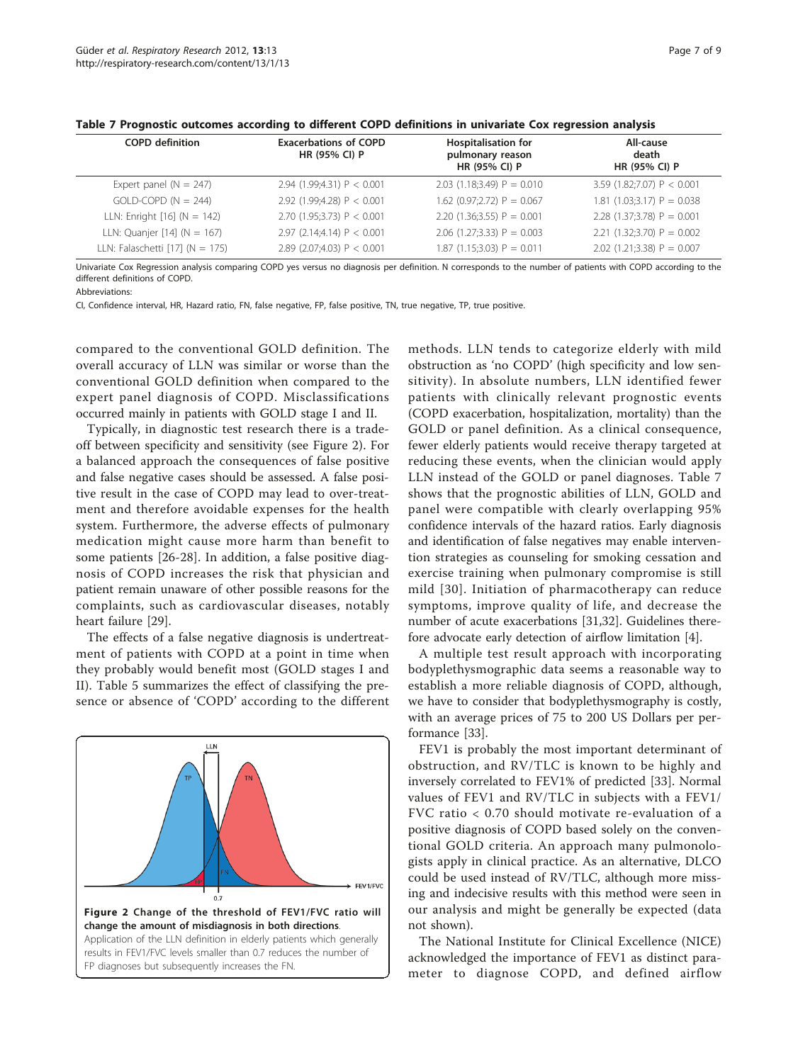**Table 7 Prognostic outcomes according to different COPD definitions in univariate Cox regression analysis**

| COPD definition | Exacerbations of COPD HR (95% CI) P | Hospitalisation for pulmonary reason HR (95% CI) P | All-cause death HR (95% CI) P |
|---|---|---|---|
| Expert panel (N = 247) | 2.94 (1.99;4.31) P < 0.001 | 2.03 (1.18;3.49) P = 0.010 | 3.59 (1.82;7.07) P < 0.001 |
| GOLD-COPD (N = 244) | 2.92 (1.99;4.28) P < 0.001 | 1.62 (0.97;2.72) P = 0.067 | 1.81 (1.03;3.17) P = 0.038 |
| LLN: Enright [16] (N = 142) | 2.70 (1.95;3.73) P < 0.001 | 2.20 (1.36;3.55) P = 0.001 | 2.28 (1.37;3.78) P = 0.001 |
| LLN: Quanjer [14] (N = 167) | 2.97 (2.14;4.14) P < 0.001 | 2.06 (1.27;3.33) P = 0.003 | 2.21 (1.32;3.70) P = 0.002 |
| LLN: Falaschetti [17] (N = 175) | 2.89 (2.07;4.03) P < 0.001 | 1.87 (1.15;3.03) P = 0.011 | 2.02 (1.21;3.38) P = 0.007 |

Univariate Cox Regression analysis comparing COPD yes versus no diagnosis per definition. N corresponds to the number of patients with COPD according to the different definitions of COPD.

Abbreviations:

CI, Confidence interval, HR, Hazard ratio, FN, false negative, FP, false positive, TN, true negative, TP, true positive.

compared to the conventional GOLD definition. The overall accuracy of LLN was similar or worse than the conventional GOLD definition when compared to the expert panel diagnosis of COPD. Misclassifications occurred mainly in patients with GOLD stage I and II.

Typically, in diagnostic test research there is a trade-off between specificity and sensitivity (see Figure 2). For a balanced approach the consequences of false positive and false negative cases should be assessed. A false positive result in the case of COPD may lead to over-treatment and therefore avoidable expenses for the health system. Furthermore, the adverse effects of pulmonary medication might cause more harm than benefit to some patients [26-28]. In addition, a false positive diagnosis of COPD increases the risk that physician and patient remain unaware of other possible reasons for the complaints, such as cardiovascular diseases, notably heart failure [29].

The effects of a false negative diagnosis is undertreatment of patients with COPD at a point in time when they probably would benefit most (GOLD stages I and II). Table 5 summarizes the effect of classifying the presence or absence of 'COPD' according to the different methods. LLN tends to categorize elderly with mild obstruction as 'no COPD' (high specificity and low sensitivity). In absolute numbers, LLN identified fewer patients with clinically relevant prognostic events (COPD exacerbation, hospitalization, mortality) than the GOLD or panel definition. As a clinical consequence, fewer elderly patients would receive therapy targeted at reducing these events, when the clinician would apply LLN instead of the GOLD or panel diagnoses. Table 7 shows that the prognostic abilities of LLN, GOLD and panel were compatible with clearly overlapping 95% confidence intervals of the hazard ratios. Early diagnosis and identification of false negatives may enable intervention strategies as counseling for smoking cessation and exercise training when pulmonary compromise is still mild [30]. Initiation of pharmacotherapy can reduce symptoms, improve quality of life, and decrease the number of acute exacerbations [31,32]. Guidelines therefore advocate early detection of airflow limitation [4].

**Figure 2 Change of the threshold of FEV1/FVC ratio will change the amount of misdiagnosis in both directions**. Application of the LLN definition in elderly patients which generally results in FEV1/FVC levels smaller than 0.7 reduces the number of FP diagnoses but subsequently increases the FN.

A multiple test result approach with incorporating bodyplethysmographic data seems a reasonable way to establish a more reliable diagnosis of COPD, although, we have to consider that bodyplethysmography is costly, with an average prices of 75 to 200 US Dollars per performance [33].

FEV1 is probably the most important determinant of obstruction, and RV/TLC is known to be highly and inversely correlated to FEV1% of predicted [33]. Normal values of FEV1 and RV/TLC in subjects with a FEV1/FVC ratio < 0.70 should motivate re-evaluation of a positive diagnosis of COPD based solely on the conventional GOLD criteria. An approach many pulmonologists apply in clinical practice. As an alternative, DLCO could be used instead of RV/TLC, although more missing and indecisive results with this method were seen in our analysis and might be generally be expected (data not shown).

The National Institute for Clinical Excellence (NICE) acknowledged the importance of FEV1 as distinct parameter to diagnose COPD, and defined airflow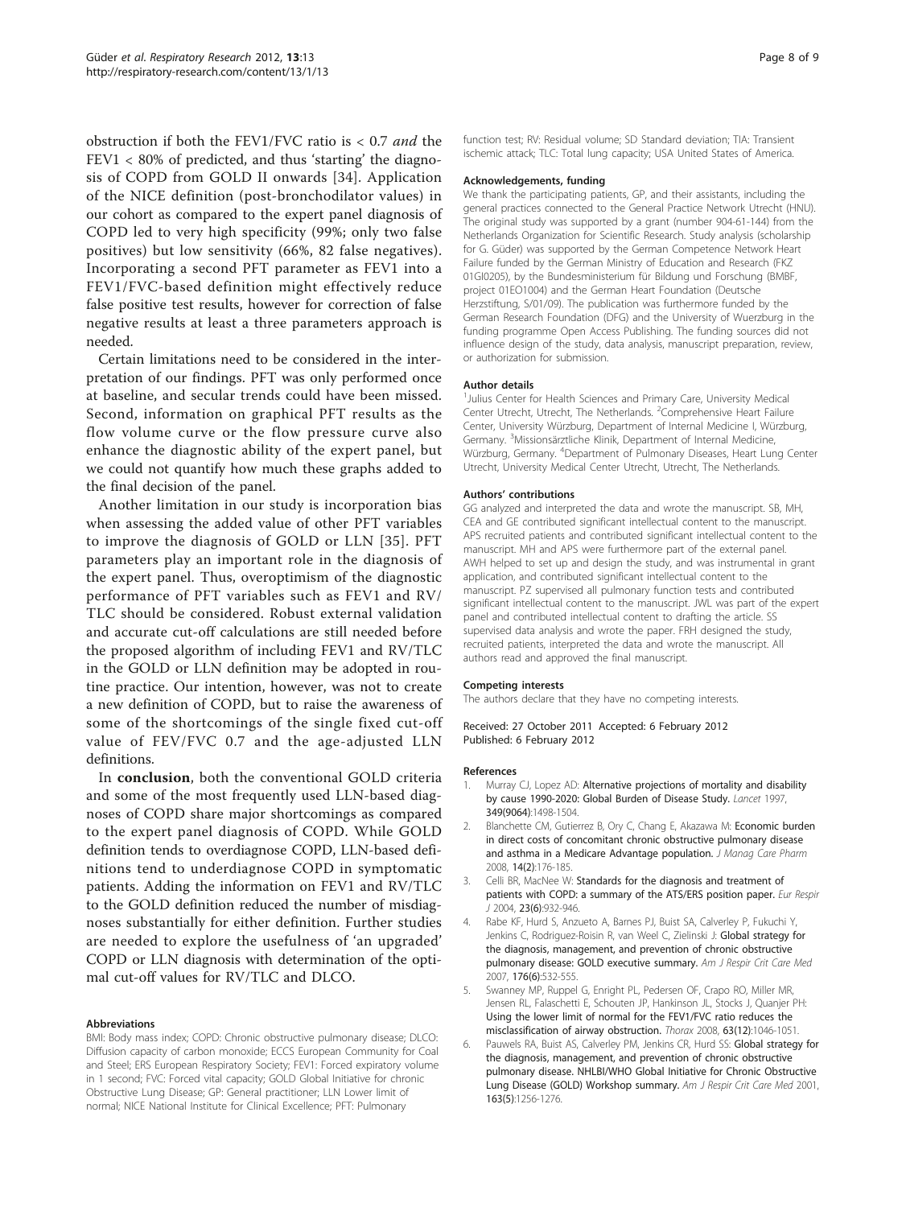obstruction if both the FEV1/FVC ratio is < 0.7 *and* the FEV1 < 80% of predicted, and thus 'starting' the diagnosis of COPD from GOLD II onwards [34]. Application of the NICE definition (post-bronchodilator values) in our cohort as compared to the expert panel diagnosis of COPD led to very high specificity (99%; only two false positives) but low sensitivity (66%, 82 false negatives). Incorporating a second PFT parameter as FEV1 into a FEV1/FVC-based definition might effectively reduce false positive test results, however for correction of false negative results at least a three parameters approach is needed.

Certain limitations need to be considered in the interpretation of our findings. PFT was only performed once at baseline, and secular trends could have been missed. Second, information on graphical PFT results as the flow volume curve or the flow pressure curve also enhance the diagnostic ability of the expert panel, but we could not quantify how much these graphs added to the final decision of the panel.

Another limitation in our study is incorporation bias when assessing the added value of other PFT variables to improve the diagnosis of GOLD or LLN [35]. PFT parameters play an important role in the diagnosis of the expert panel. Thus, overoptimism of the diagnostic performance of PFT variables such as FEV1 and RV/TLC should be considered. Robust external validation and accurate cut-off calculations are still needed before the proposed algorithm of including FEV1 and RV/TLC in the GOLD or LLN definition may be adopted in routine practice. Our intention, however, was not to create a new definition of COPD, but to raise the awareness of some of the shortcomings of the single fixed cut-off value of FEV/FVC 0.7 and the age-adjusted LLN definitions.

In **conclusion**, both the conventional GOLD criteria and some of the most frequently used LLN-based diagnoses of COPD share major shortcomings as compared to the expert panel diagnosis of COPD. While GOLD definition tends to overdiagnose COPD, LLN-based definitions tend to underdiagnose COPD in symptomatic patients. Adding the information on FEV1 and RV/TLC to the GOLD definition reduced the number of misdiagnoses substantially for either definition. Further studies are needed to explore the usefulness of 'an upgraded' COPD or LLN diagnosis with determination of the optimal cut-off values for RV/TLC and DLCO.

#### Abbreviations

BMI: Body mass index; COPD: Chronic obstructive pulmonary disease; DLCO: Diffusion capacity of carbon monoxide; ECCS European Community for Coal and Steel; ERS European Respiratory Society; FEV1: Forced expiratory volume in 1 second; FVC: Forced vital capacity; GOLD Global Initiative for chronic Obstructive Lung Disease; GP: General practitioner; LLN Lower limit of normal; NICE National Institute for Clinical Excellence; PFT: Pulmonary function test; RV: Residual volume; SD Standard deviation; TIA: Transient ischemic attack; TLC: Total lung capacity; USA United States of America.

#### Acknowledgements, funding

We thank the participating patients, GP, and their assistants, including the general practices connected to the General Practice Network Utrecht (HNU). The original study was supported by a grant (number 904-61-144) from the Netherlands Organization for Scientific Research. Study analysis (scholarship for G. Güder) was supported by the German Competence Network Heart Failure funded by the German Ministry of Education and Research (FKZ 01GI0205), by the Bundesministerium für Bildung und Forschung (BMBF, project 01EO1004) and the German Heart Foundation (Deutsche Herzstiftung, S/01/09). The publication was furthermore funded by the German Research Foundation (DFG) and the University of Wuerzburg in the funding programme Open Access Publishing. The funding sources did not influence design of the study, data analysis, manuscript preparation, review, or authorization for submission.

#### Author details

[1]Julius Center for Health Sciences and Primary Care, University Medical Center Utrecht, Utrecht, The Netherlands. [2]Comprehensive Heart Failure Center, University Würzburg, Department of Internal Medicine I, Würzburg, Germany. [3]Missionsärztliche Klinik, Department of Internal Medicine, Würzburg, Germany. [4]Department of Pulmonary Diseases, Heart Lung Center Utrecht, University Medical Center Utrecht, Utrecht, The Netherlands.

#### Authors' contributions

GG analyzed and interpreted the data and wrote the manuscript. SB, MH, CEA and GE contributed significant intellectual content to the manuscript. APS recruited patients and contributed significant intellectual content to the manuscript. MH and APS were furthermore part of the external panel. AWH helped to set up and design the study, and was instrumental in grant application, and contributed significant intellectual content to the manuscript. PZ supervised all pulmonary function tests and contributed significant intellectual content to the manuscript. JWL was part of the expert panel and contributed intellectual content to drafting the article. SS supervised data analysis and wrote the paper. FRH designed the study, recruited patients, interpreted the data and wrote the manuscript. All authors read and approved the final manuscript.

#### Competing interests

The authors declare that they have no competing interests.

Received: 27 October 2011 Accepted: 6 February 2012
Published: 6 February 2012

#### References

1. Murray CJ, Lopez AD: **Alternative projections of mortality and disability by cause 1990-2020: Global Burden of Disease Study.** *Lancet* 1997, **349(9064)**:1498-1504.
2. Blanchette CM, Gutierrez B, Ory C, Chang E, Akazawa M: **Economic burden in direct costs of concomitant chronic obstructive pulmonary disease and asthma in a Medicare Advantage population.** *J Manag Care Pharm* 2008, **14(2)**:176-185.
3. Celli BR, MacNee W: **Standards for the diagnosis and treatment of patients with COPD: a summary of the ATS/ERS position paper.** *Eur Respir J* 2004, **23(6)**:932-946.
4. Rabe KF, Hurd S, Anzueto A, Barnes PJ, Buist SA, Calverley P, Fukuchi Y, Jenkins C, Rodriguez-Roisin R, van Weel C, Zielinski J: **Global strategy for the diagnosis, management, and prevention of chronic obstructive pulmonary disease: GOLD executive summary.** *Am J Respir Crit Care Med* 2007, **176(6)**:532-555.
5. Swanney MP, Ruppel G, Enright PL, Pedersen OF, Crapo RO, Miller MR, Jensen RL, Falaschetti E, Schouten JP, Hankinson JL, Stocks J, Quanjer PH: **Using the lower limit of normal for the FEV1/FVC ratio reduces the misclassification of airway obstruction.** *Thorax* 2008, **63(12)**:1046-1051.
6. Pauwels RA, Buist AS, Calverley PM, Jenkins CR, Hurd SS: **Global strategy for the diagnosis, management, and prevention of chronic obstructive pulmonary disease. NHLBI/WHO Global Initiative for Chronic Obstructive Lung Disease (GOLD) Workshop summary.** *Am J Respir Crit Care Med* 2001, **163(5)**:1256-1276.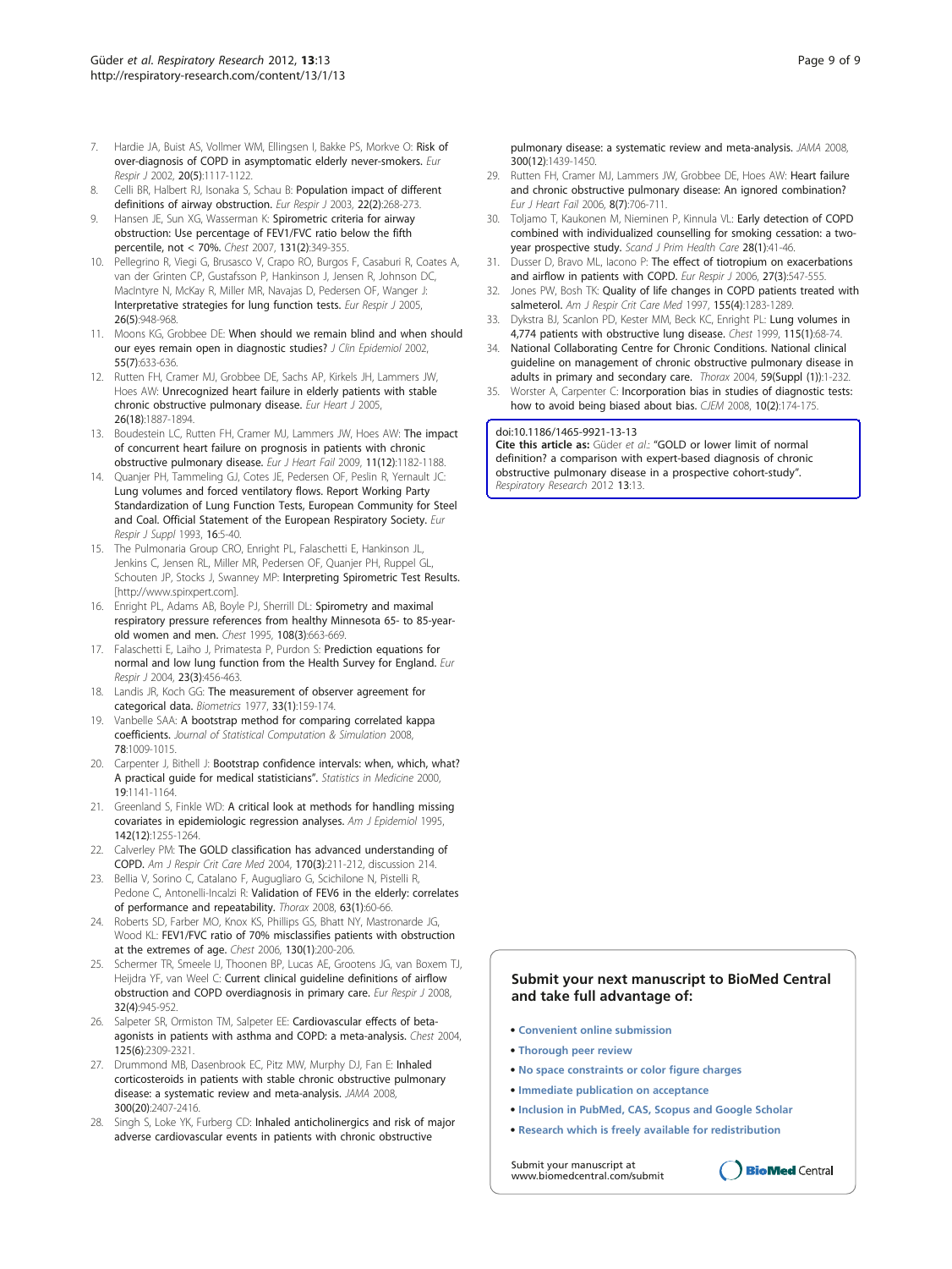7. Hardie JA, Buist AS, Vollmer WM, Ellingsen I, Bakke PS, Morkve O: Risk of over-diagnosis of COPD in asymptomatic elderly never-smokers. *Eur Respir J* 2002, 20(5):1117-1122.
8. Celli BR, Halbert RJ, Isonaka S, Schau B: Population impact of different definitions of airway obstruction. *Eur Respir J* 2003, 22(2):268-273.
9. Hansen JE, Sun XG, Wasserman K: Spirometric criteria for airway obstruction: Use percentage of FEV1/FVC ratio below the fifth percentile, not < 70%. *Chest* 2007, 131(2):349-355.
10. Pellegrino R, Viegi G, Brusasco V, Crapo RO, Burgos F, Casaburi R, Coates A, van der Grinten CP, Gustafsson P, Hankinson J, Jensen R, Johnson DC, MacIntyre N, McKay R, Miller MR, Navajas D, Pedersen OF, Wanger J: Interpretative strategies for lung function tests. *Eur Respir J* 2005, 26(5):948-968.
11. Moons KG, Grobbee DE: When should we remain blind and when should our eyes remain open in diagnostic studies? *J Clin Epidemiol* 2002, 55(7):633-636.
12. Rutten FH, Cramer MJ, Grobbee DE, Sachs AP, Kirkels JH, Lammers JW, Hoes AW: Unrecognized heart failure in elderly patients with stable chronic obstructive pulmonary disease. *Eur Heart J* 2005, 26(18):1887-1894.
13. Boudestein LC, Rutten FH, Cramer MJ, Lammers JW, Hoes AW: The impact of concurrent heart failure on prognosis in patients with chronic obstructive pulmonary disease. *Eur J Heart Fail* 2009, 11(12):1182-1188.
14. Quanjer PH, Tammeling GJ, Cotes JE, Pedersen OF, Peslin R, Yernault JC: Lung volumes and forced ventilatory flows. Report Working Party Standardization of Lung Function Tests, European Community for Steel and Coal. Official Statement of the European Respiratory Society. *Eur Respir J Suppl* 1993, 16:5-40.
15. The Pulmonaria Group CRO, Enright PL, Falaschetti E, Hankinson JL, Jenkins C, Jensen RL, Miller MR, Pedersen OF, Quanjer PH, Ruppel GL, Schouten JP, Stocks J, Swanney MP: Interpreting Spirometric Test Results. [http://www.spirxpert.com].
16. Enright PL, Adams AB, Boyle PJ, Sherrill DL: Spirometry and maximal respiratory pressure references from healthy Minnesota 65- to 85-year-old women and men. *Chest* 1995, 108(3):663-669.
17. Falaschetti E, Laiho J, Primatesta P, Purdon S: Prediction equations for normal and low lung function from the Health Survey for England. *Eur Respir J* 2004, 23(3):456-463.
18. Landis JR, Koch GG: The measurement of observer agreement for categorical data. *Biometrics* 1977, 33(1):159-174.
19. Vanbelle SAA: A bootstrap method for comparing correlated kappa coefficients. *Journal of Statistical Computation & Simulation* 2008, 78:1009-1015.
20. Carpenter J, Bithell J: Bootstrap confidence intervals: when, which, what? A practical guide for medical statisticians". *Statistics in Medicine* 2000, 19:1141-1164.
21. Greenland S, Finkle WD: A critical look at methods for handling missing covariates in epidemiologic regression analyses. *Am J Epidemiol* 1995, 142(12):1255-1264.
22. Calverley PM: The GOLD classification has advanced understanding of COPD. *Am J Respir Crit Care Med* 2004, 170(3):211-212, discussion 214.
23. Bellia V, Sorino C, Catalano F, Augugliaro G, Scichilone N, Pistelli R, Pedone C, Antonelli-Incalzi R: Validation of FEV6 in the elderly: correlates of performance and repeatability. *Thorax* 2008, 63(1):60-66.
24. Roberts SD, Farber MO, Knox KS, Phillips GS, Bhatt NY, Mastronarde JG, Wood KL: FEV1/FVC ratio of 70% misclassifies patients with obstruction at the extremes of age. *Chest* 2006, 130(1):200-206.
25. Schermer TR, Smeele IJ, Thoonen BP, Lucas AE, Grootens JG, van Boxem TJ, Heijdra YF, van Weel C: Current clinical guideline definitions of airflow obstruction and COPD overdiagnosis in primary care. *Eur Respir J* 2008, 32(4):945-952.
26. Salpeter SR, Ormiston TM, Salpeter EE: Cardiovascular effects of beta-agonists in patients with asthma and COPD: a meta-analysis. *Chest* 2004, 125(6):2309-2321.
27. Drummond MB, Dasenbrook EC, Pitz MW, Murphy DJ, Fan E: Inhaled corticosteroids in patients with stable chronic obstructive pulmonary disease: a systematic review and meta-analysis. *JAMA* 2008, 300(20):2407-2416.
28. Singh S, Loke YK, Furberg CD: Inhaled anticholinergics and risk of major adverse cardiovascular events in patients with chronic obstructive pulmonary disease: a systematic review and meta-analysis. *JAMA* 2008, 300(12):1439-1450.
29. Rutten FH, Cramer MJ, Lammers JW, Grobbee DE, Hoes AW: Heart failure and chronic obstructive pulmonary disease: An ignored combination? *Eur J Heart Fail* 2006, 8(7):706-711.
30. Toljamo T, Kaukonen M, Nieminen P, Kinnula VL: Early detection of COPD combined with individualized counselling for smoking cessation: a two-year prospective study. *Scand J Prim Health Care* 28(1):41-46.
31. Dusser D, Bravo ML, Iacono P: The effect of tiotropium on exacerbations and airflow in patients with COPD. *Eur Respir J* 2006, 27(3):547-555.
32. Jones PW, Bosh TK: Quality of life changes in COPD patients treated with salmeterol. *Am J Respir Crit Care Med* 1997, 155(4):1283-1289.
33. Dykstra BJ, Scanlon PD, Kester MM, Beck KC, Enright PL: Lung volumes in 4,774 patients with obstructive lung disease. *Chest* 1999, 115(1):68-74.
34. National Collaborating Centre for Chronic Conditions. National clinical guideline on management of chronic obstructive pulmonary disease in adults in primary and secondary care. *Thorax* 2004, 59(Suppl (1)):1-232.
35. Worster A, Carpenter C: Incorporation bias in studies of diagnostic tests: how to avoid being biased about bias. *CJEM* 2008, 10(2):174-175.

doi:10.1186/1465-9921-13-13

**Cite this article as:** Güder *et al.*: "GOLD or lower limit of normal definition? a comparison with expert-based diagnosis of chronic obstructive pulmonary disease in a prospective cohort-study". *Respiratory Research* 2012 13:13.

**Submit your next manuscript to BioMed Central and take full advantage of:**

- Convenient online submission
- Thorough peer review
- No space constraints or color figure charges
- Immediate publication on acceptance
- Inclusion in PubMed, CAS, Scopus and Google Scholar
- Research which is freely available for redistribution

Submit your manuscript at www.biomedcentral.com/submit

BioMed Central